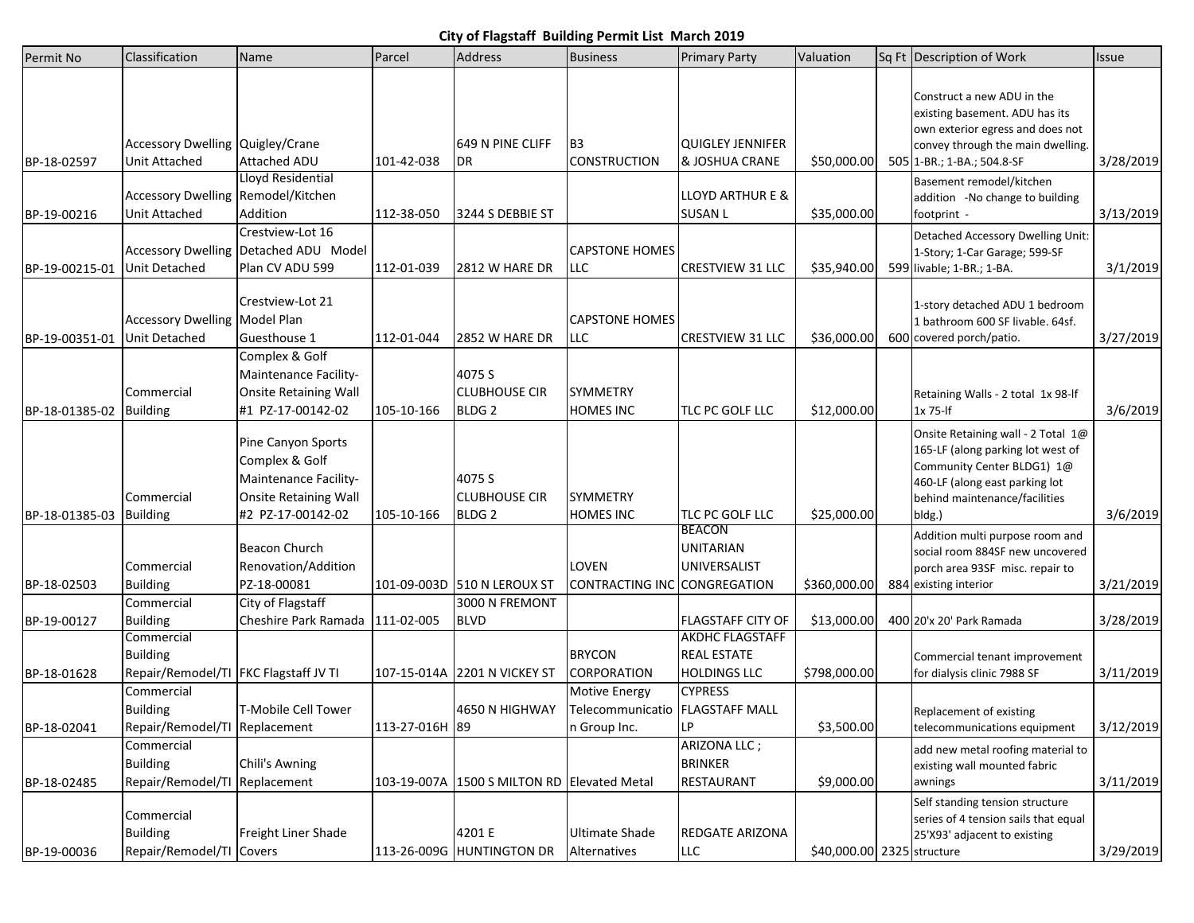# City of Flagstaff Building Permit List March 2019

| Permit No | Classification | Name | Parcel | Address | Business | Primary Party | Valuation | Sq Ft | Description of Work | Issue |
|---|---|---|---|---|---|---|---|---|---|---|
| BP-18-02597 | Accessory Dwelling Unit Attached | Quigley/Crane Attached ADU | 101-42-038 | 649 N PINE CLIFF DR | B3 CONSTRUCTION | QUIGLEY JENNIFER & JOSHUA CRANE | $50,000.00 | 505 | Construct a new ADU in the existing basement. ADU has its own exterior egress and does not convey through the main dwelling. 1-BR.; 1-BA.; 504.8-SF | 3/28/2019 |
| BP-19-00216 | Accessory Dwelling Unit Attached | Lloyd Residential Remodel/Kitchen Addition | 112-38-050 | 3244 S DEBBIE ST | | LLOYD ARTHUR E & SUSAN L | $35,000.00 | | Basement remodel/kitchen addition -No change to building footprint - | 3/13/2019 |
| BP-19-00215-01 | Accessory Dwelling Unit Detached | Crestview-Lot 16 Detached ADU Model Plan CV ADU 599 | 112-01-039 | 2812 W HARE DR | CAPSTONE HOMES LLC | CRESTVIEW 31 LLC | $35,940.00 | 599 | Detached Accessory Dwelling Unit: 1-Story; 1-Car Garage; 599-SF livable; 1-BR.; 1-BA. | 3/1/2019 |
| BP-19-00351-01 | Accessory Dwelling Unit Detached | Crestview-Lot 21 Model Plan Guesthouse 1 | 112-01-044 | 2852 W HARE DR | CAPSTONE HOMES LLC | CRESTVIEW 31 LLC | $36,000.00 | 600 | 1-story detached ADU 1 bedroom 1 bathroom 600 SF livable. 64sf. covered porch/patio. | 3/27/2019 |
| BP-18-01385-02 | Commercial Building | Complex & Golf Maintenance Facility-Onsite Retaining Wall #1 PZ-17-00142-02 | 105-10-166 | 4075 S CLUBHOUSE CIR BLDG 2 | SYMMETRY HOMES INC | TLC PC GOLF LLC | $12,000.00 | | Retaining Walls - 2 total 1x 98-lf 1x 75-lf | 3/6/2019 |
| BP-18-01385-03 | Commercial Building | Pine Canyon Sports Complex & Golf Maintenance Facility-Onsite Retaining Wall #2 PZ-17-00142-02 | 105-10-166 | 4075 S CLUBHOUSE CIR BLDG 2 | SYMMETRY HOMES INC | TLC PC GOLF LLC | $25,000.00 | | Onsite Retaining wall - 2 Total 1@ 165-LF (along parking lot west of Community Center BLDG1) 1@ 460-LF (along east parking lot behind maintenance/facilities bldg.) | 3/6/2019 |
| BP-18-02503 | Commercial Building | Beacon Church Renovation/Addition PZ-18-00081 | 101-09-003D | 510 N LEROUX ST | LOVEN CONTRACTING INC | BEACON UNITARIAN UNIVERSALIST CONGREGATION | $360,000.00 | 884 | Addition multi purpose room and social room 884SF new uncovered porch area 93SF misc. repair to existing interior | 3/21/2019 |
| BP-19-00127 | Commercial Building | City of Flagstaff Cheshire Park Ramada | 111-02-005 | 3000 N FREMONT BLVD | | FLAGSTAFF CITY OF | $13,000.00 | 400 | 20'x 20' Park Ramada | 3/28/2019 |
| BP-18-01628 | Commercial Building Repair/Remodel/TI | FKC Flagstaff JV TI | 107-15-014A | 2201 N VICKEY ST | BRYCON CORPORATION | AKDHC FLAGSTAFF REAL ESTATE HOLDINGS LLC | $798,000.00 | | Commercial tenant improvement for dialysis clinic 7988 SF | 3/11/2019 |
| BP-18-02041 | Commercial Building Repair/Remodel/TI | T-Mobile Cell Tower Replacement | 113-27-016H | 4650 N HIGHWAY 89 | Motive Energy Telecommunication Group Inc. | CYPRESS FLAGSTAFF MALL LP | $3,500.00 | | Replacement of existing telecommunications equipment | 3/12/2019 |
| BP-18-02485 | Commercial Building Repair/Remodel/TI | Chili's Awning Replacement | 103-19-007A | 1500 S MILTON RD | Elevated Metal | ARIZONA LLC ; BRINKER RESTAURANT | $9,000.00 | | add new metal roofing material to existing wall mounted fabric awnings | 3/11/2019 |
| BP-19-00036 | Commercial Building Repair/Remodel/TI | Freight Liner Shade Covers | 113-26-009G | 4201 E HUNTINGTON DR | Ultimate Shade Alternatives | REDGATE ARIZONA LLC | $40,000.00 | 2325 | Self standing tension structure series of 4 tension sails that equal 25'X93' adjacent to existing structure | 3/29/2019 |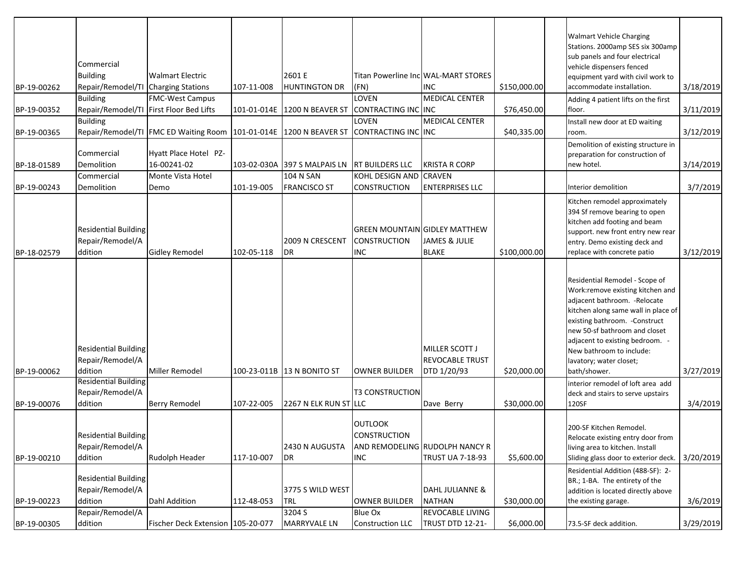| | | | | | | | | | | |
|---|---|---|---|---|---|---|---|---|---|---|
| BP-19-00262 | Commercial Building Repair/Remodel/TI | Walmart Electric Charging Stations | 107-11-008 | 2601 E HUNTINGTON DR | Titan Powerline Inc (FN) | WAL-MART STORES INC | $150,000.00 | | Walmart Vehicle Charging Stations. 2000amp SES six 300amp sub panels and four electrical vehicle dispensers fenced equipment yard with civil work to accommodate installation. | 3/18/2019 |
| BP-19-00352 | Building Repair/Remodel/TI | FMC-West Campus First Floor Bed Lifts | 101-01-014E | 1200 N BEAVER ST | LOVEN CONTRACTING INC | MEDICAL CENTER INC | $76,450.00 | | Adding 4 patient lifts on the first floor. | 3/11/2019 |
| BP-19-00365 | Building Repair/Remodel/TI | FMC ED Waiting Room | 101-01-014E | 1200 N BEAVER ST | LOVEN CONTRACTING INC | MEDICAL CENTER INC | $40,335.00 | | Install new door at ED waiting room. | 3/12/2019 |
| BP-18-01589 | Commercial Demolition | Hyatt Place Hotel PZ-16-00241-02 | 103-02-030A | 397 S MALPAIS LN | RT BUILDERS LLC | KRISTA R CORP | | | Demolition of existing structure in preparation for construction of new hotel. | 3/14/2019 |
| BP-19-00243 | Commercial Demolition | Monte Vista Hotel Demo | 101-19-005 | 104 N SAN FRANCISCO ST | KOHL DESIGN AND CONSTRUCTION | CRAVEN ENTERPRISES LLC | | | Interior demolition | 3/7/2019 |
| BP-18-02579 | Residential Building Repair/Remodel/Addition | Gidley Remodel | 102-05-118 | 2009 N CRESCENT DR | GREEN MOUNTAIN CONSTRUCTION INC | GIDLEY MATTHEW JAMES & JULIE BLAKE | $100,000.00 | | Kitchen remodel approximately 394 Sf remove bearing to open kitchen add footing and beam support. new front entry new rear entry. Demo existing deck and replace with concrete patio | 3/12/2019 |
| BP-19-00062 | Residential Building Repair/Remodel/Addition | Miller Remodel | 100-23-011B | 13 N BONITO ST | OWNER BUILDER | MILLER SCOTT J REVOCABLE TRUST DTD 1/20/93 | $20,000.00 | | Residential Remodel - Scope of Work:remove existing kitchen and adjacent bathroom. -Relocate kitchen along same wall in place of existing bathroom. -Construct new 50-sf bathroom and closet adjacent to existing bedroom. - New bathroom to include: lavatory; water closet; bath/shower. | 3/27/2019 |
| BP-19-00076 | Residential Building Repair/Remodel/Addition | Berry Remodel | 107-22-005 | 2267 N ELK RUN ST | T3 CONSTRUCTION LLC | Dave Berry | $30,000.00 | | interior remodel of loft area add deck and stairs to serve upstairs 120SF | 3/4/2019 |
| BP-19-00210 | Residential Building Repair/Remodel/Addition | Rudolph Header | 117-10-007 | 2430 N AUGUSTA DR | OUTLOOK CONSTRUCTION AND REMODELING INC | RUDOLPH NANCY R TRUST UA 7-18-93 | $5,600.00 | | 200-SF Kitchen Remodel. Relocate existing entry door from living area to kitchen. Install Sliding glass door to exterior deck. | 3/20/2019 |
| BP-19-00223 | Residential Building Repair/Remodel/Addition | Dahl Addition | 112-48-053 | 3775 S WILD WEST TRL | OWNER BUILDER | DAHL JULIANNE & NATHAN | $30,000.00 | | Residential Addition (488-SF): 2-BR.; 1-BA. The entirety of the addition is located directly above the existing garage. | 3/6/2019 |
| BP-19-00305 | Repair/Remodel/Addition | Fischer Deck Extension | 105-20-077 | 3204 S MARRYVALE LN | Blue Ox Construction LLC | REVOCABLE LIVING TRUST DTD 12-21- | $6,000.00 | | 73.5-SF deck addition. | 3/29/2019 |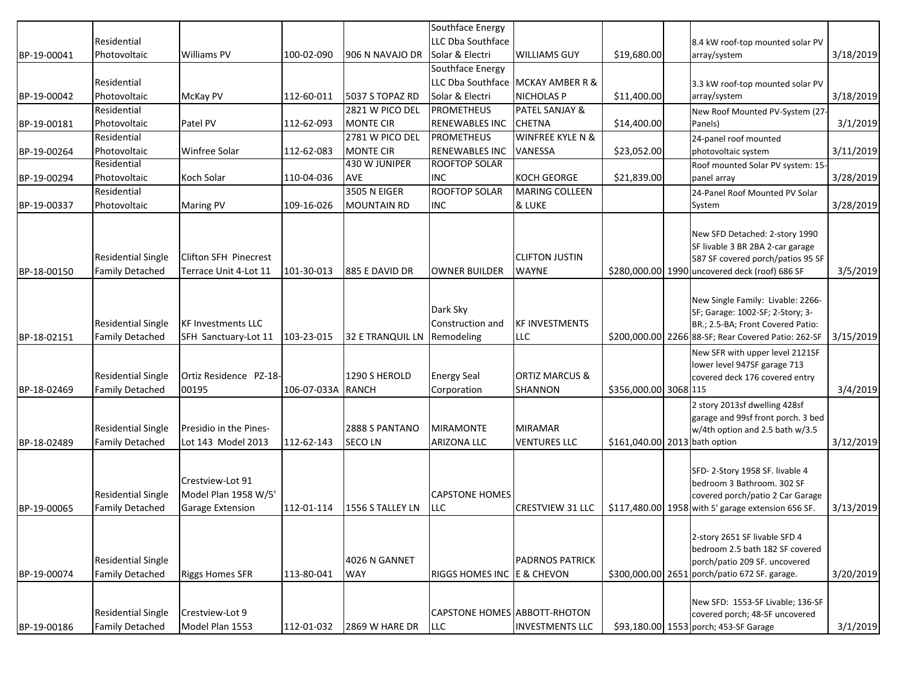| | | | | | | | | | | |
|---|---|---|---|---|---|---|---|---|---|---|
| BP-19-00041 | Residential Photovoltaic | Williams PV | 100-02-090 | 906 N NAVAJO DR | Southface Energy LLC Dba Southface Solar & Electri | WILLIAMS GUY | $19,680.00 | | 8.4 kW roof-top mounted solar PV array/system | 3/18/2019 |
| BP-19-00042 | Residential Photovoltaic | McKay PV | 112-60-011 | 5037 S TOPAZ RD | Southface Energy LLC Dba Southface Solar & Electri | MCKAY AMBER R & NICHOLAS P | $11,400.00 | | 3.3 kW roof-top mounted solar PV array/system | 3/18/2019 |
| BP-19-00181 | Residential Photovoltaic | Patel PV | 112-62-093 | 2821 W PICO DEL MONTE CIR | PROMETHEUS RENEWABLES INC | PATEL SANJAY & CHETNA | $14,400.00 | | New Roof Mounted PV-System (27-Panels) | 3/1/2019 |
| BP-19-00264 | Residential Photovoltaic | Winfree Solar | 112-62-083 | 2781 W PICO DEL MONTE CIR | PROMETHEUS RENEWABLES INC | WINFREE KYLE N & VANESSA | $23,052.00 | | 24-panel roof mounted photovoltaic system | 3/11/2019 |
| BP-19-00294 | Residential Photovoltaic | Koch Solar | 110-04-036 | 430 W JUNIPER AVE | ROOFTOP SOLAR INC | KOCH GEORGE | $21,839.00 | | Roof mounted Solar PV system: 15-panel array | 3/28/2019 |
| BP-19-00337 | Residential Photovoltaic | Maring PV | 109-16-026 | 3505 N EIGER MOUNTAIN RD | ROOFTOP SOLAR INC | MARING COLLEEN & LUKE | | | 24-Panel Roof Mounted PV Solar System | 3/28/2019 |
| BP-18-00150 | Residential Single Family Detached | Clifton SFH Pinecrest Terrace Unit 4-Lot 11 | 101-30-013 | 885 E DAVID DR | OWNER BUILDER | CLIFTON JUSTIN WAYNE | $280,000.00 | 1990 | New SFD Detached: 2-story 1990 SF livable 3 BR 2BA 2-car garage 587 SF covered porch/patios 95 SF uncovered deck (roof) 686 SF | 3/5/2019 |
| BP-18-02151 | Residential Single Family Detached | KF Investments LLC SFH Sanctuary-Lot 11 | 103-23-015 | 32 E TRANQUIL LN | Dark Sky Construction and Remodeling | KF INVESTMENTS LLC | $200,000.00 | 2266 | New Single Family: Livable: 2266-SF; Garage: 1002-SF; 2-Story; 3-BR.; 2.5-BA; Front Covered Patio: 88-SF; Rear Covered Patio: 262-SF | 3/15/2019 |
| BP-18-02469 | Residential Single Family Detached | Ortiz Residence PZ-18-00195 | 106-07-033A | 1290 S HEROLD RANCH | Energy Seal Corporation | ORTIZ MARCUS & SHANNON | $356,000.00 | 3068 | New SFR with upper level 2121SF lower level 947SF garage 713 covered deck 176 covered entry 115 | 3/4/2019 |
| BP-18-02489 | Residential Single Family Detached | Presidio in the Pines-Lot 143 Model 2013 | 112-62-143 | 2888 S PANTANO SECO LN | MIRAMONTE ARIZONA LLC | MIRAMAR VENTURES LLC | $161,040.00 | 2013 | 2 story 2013sf dwelling 428sf garage and 99sf front porch. 3 bed w/4th option and 2.5 bath w/3.5 bath option | 3/12/2019 |
| BP-19-00065 | Residential Single Family Detached | Crestview-Lot 91 Model Plan 1958 W/5' Garage Extension | 112-01-114 | 1556 S TALLEY LN | CAPSTONE HOMES LLC | CRESTVIEW 31 LLC | $117,480.00 | 1958 | SFD- 2-Story 1958 SF. livable 4 bedroom 3 Bathroom. 302 SF covered porch/patio 2 Car Garage with 5' garage extension 656 SF. | 3/13/2019 |
| BP-19-00074 | Residential Single Family Detached | Riggs Homes SFR | 113-80-041 | 4026 N GANNET WAY | RIGGS HOMES INC | PADRNOS PATRICK E & CHEVON | $300,000.00 | 2651 | 2-story 2651 SF livable SFD 4 bedroom 2.5 bath 182 SF covered porch/patio 209 SF. uncovered porch/patio 672 SF. garage. | 3/20/2019 |
| BP-19-00186 | Residential Single Family Detached | Crestview-Lot 9 Model Plan 1553 | 112-01-032 | 2869 W HARE DR | CAPSTONE HOMES LLC | ABBOTT-RHOTON INVESTMENTS LLC | $93,180.00 | 1553 | New SFD: 1553-SF Livable; 136-SF covered porch; 48-SF uncovered porch; 453-SF Garage | 3/1/2019 |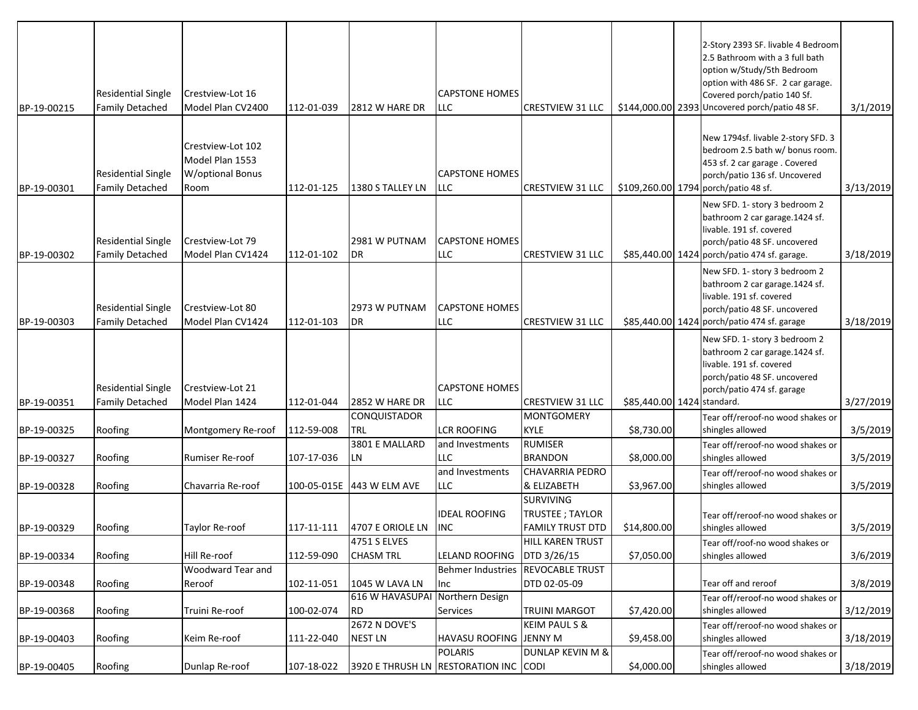| | | | | | | | | | | |
|---|---|---|---|---|---|---|---|---|---|---|
| BP-19-00215 | Residential Single Family Detached | Crestview-Lot 16 Model Plan CV2400 | 112-01-039 | 2812 W HARE DR | CAPSTONE HOMES LLC | CRESTVIEW 31 LLC | $144,000.00 | 2393 | 2-Story 2393 SF. livable 4 Bedroom 2.5 Bathroom with a 3 full bath option w/Study/5th Bedroom option with 486 SF. 2 car garage. Covered porch/patio 140 Sf. Uncovered porch/patio 48 SF. | 3/1/2019 |
| BP-19-00301 | Residential Single Family Detached | Crestview-Lot 102 Model Plan 1553 W/optional Bonus Room | 112-01-125 | 1380 S TALLEY LN | CAPSTONE HOMES LLC | CRESTVIEW 31 LLC | $109,260.00 | 1794 | New 1794sf. livable 2-story SFD. 3 bedroom 2.5 bath w/ bonus room. 453 sf. 2 car garage . Covered porch/patio 136 sf. Uncovered porch/patio 48 sf. | 3/13/2019 |
| BP-19-00302 | Residential Single Family Detached | Crestview-Lot 79 Model Plan CV1424 | 112-01-102 | 2981 W PUTNAM DR | CAPSTONE HOMES LLC | CRESTVIEW 31 LLC | $85,440.00 | 1424 | New SFD. 1- story 3 bedroom 2 bathroom 2 car garage.1424 sf. livable. 191 sf. covered porch/patio 48 SF. uncovered porch/patio 474 sf. garage. | 3/18/2019 |
| BP-19-00303 | Residential Single Family Detached | Crestview-Lot 80 Model Plan CV1424 | 112-01-103 | 2973 W PUTNAM DR | CAPSTONE HOMES LLC | CRESTVIEW 31 LLC | $85,440.00 | 1424 | New SFD. 1- story 3 bedroom 2 bathroom 2 car garage.1424 sf. livable. 191 sf. covered porch/patio 48 SF. uncovered porch/patio 474 sf. garage | 3/18/2019 |
| BP-19-00351 | Residential Single Family Detached | Crestview-Lot 21 Model Plan 1424 | 112-01-044 | 2852 W HARE DR | CAPSTONE HOMES LLC | CRESTVIEW 31 LLC | $85,440.00 | 1424 | New SFD. 1- story 3 bedroom 2 bathroom 2 car garage.1424 sf. livable. 191 sf. covered porch/patio 48 SF. uncovered porch/patio 474 sf. garage standard. | 3/27/2019 |
| BP-19-00325 | Roofing | Montgomery Re-roof | 112-59-008 | CONQUISTADOR TRL | LCR ROOFING | MONTGOMERY KYLE | $8,730.00 | | Tear off/reroof-no wood shakes or shingles allowed | 3/5/2019 |
| BP-19-00327 | Roofing | Rumiser Re-roof | 107-17-036 | 3801 E MALLARD LN | and Investments LLC | RUMISER BRANDON | $8,000.00 | | Tear off/reroof-no wood shakes or shingles allowed | 3/5/2019 |
| BP-19-00328 | Roofing | Chavarria Re-roof | 100-05-015E | 443 W ELM AVE | and Investments LLC | CHAVARRIA PEDRO & ELIZABETH | $3,967.00 | | Tear off/reroof-no wood shakes or shingles allowed | 3/5/2019 |
| BP-19-00329 | Roofing | Taylor Re-roof | 117-11-111 | 4707 E ORIOLE LN | IDEAL ROOFING INC | SURVIVING TRUSTEE ; TAYLOR FAMILY TRUST DTD | $14,800.00 | | Tear off/reroof-no wood shakes or shingles allowed | 3/5/2019 |
| BP-19-00334 | Roofing | Hill Re-roof | 112-59-090 | 4751 S ELVES CHASM TRL | LELAND ROOFING | HILL KAREN TRUST DTD 3/26/15 | $7,050.00 | | Tear off/roof-no wood shakes or shingles allowed | 3/6/2019 |
| BP-19-00348 | Roofing | Woodward Tear and Reroof | 102-11-051 | 1045 W LAVA LN | Behmer Industries Inc | REVOCABLE TRUST DTD 02-05-09 | | | Tear off and reroof | 3/8/2019 |
| BP-19-00368 | Roofing | Truini Re-roof | 100-02-074 | 616 W HAVASUPAI RD | Northern Design Services | TRUINI MARGOT | $7,420.00 | | Tear off/reroof-no wood shakes or shingles allowed | 3/12/2019 |
| BP-19-00403 | Roofing | Keim Re-roof | 111-22-040 | 2672 N DOVE'S NEST LN | HAVASU ROOFING | KEIM PAUL S & JENNY M | $9,458.00 | | Tear off/reroof-no wood shakes or shingles allowed | 3/18/2019 |
| BP-19-00405 | Roofing | Dunlap Re-roof | 107-18-022 | 3920 E THRUSH LN | POLARIS RESTORATION INC | DUNLAP KEVIN M & CODI | $4,000.00 | | Tear off/reroof-no wood shakes or shingles allowed | 3/18/2019 |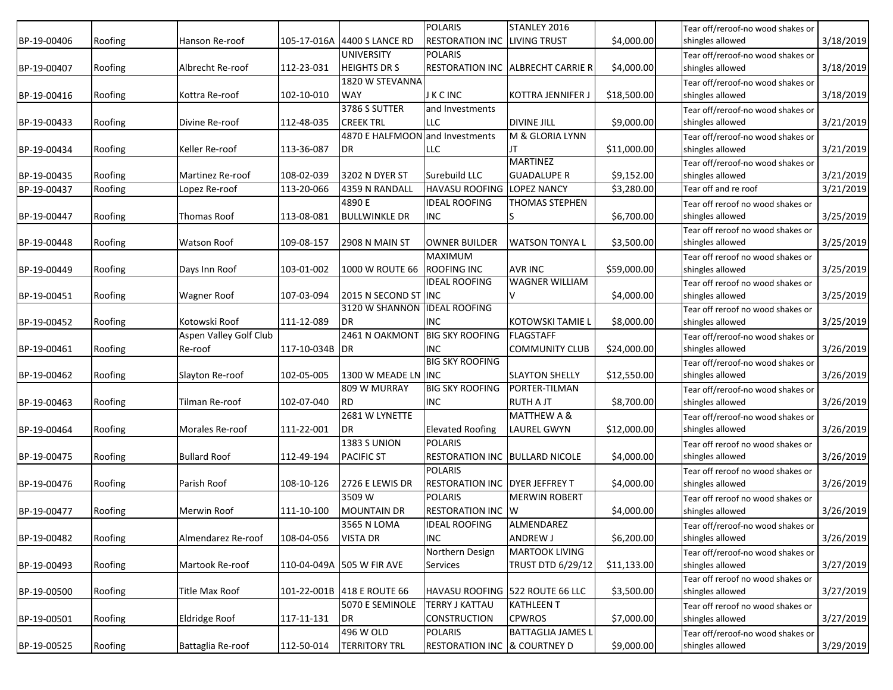| | | | | | | | | | | |
|---|---|---|---|---|---|---|---|---|---|---|
| BP-19-00406 | Roofing | Hanson Re-roof | 105-17-016A | 4400 S LANCE RD | POLARIS RESTORATION INC | STANLEY 2016 LIVING TRUST | $4,000.00 | | Tear off/reroof-no wood shakes or shingles allowed | 3/18/2019 |
| BP-19-00407 | Roofing | Albrecht Re-roof | 112-23-031 | UNIVERSITY HEIGHTS DR S | POLARIS RESTORATION INC | ALBRECHT CARRIE R | $4,000.00 | | Tear off/reroof-no wood shakes or shingles allowed | 3/18/2019 |
| BP-19-00416 | Roofing | Kottra Re-roof | 102-10-010 | 1820 W STEVANNA WAY | J K C INC | KOTTRA JENNIFER J | $18,500.00 | | Tear off/reroof-no wood shakes or shingles allowed | 3/18/2019 |
| BP-19-00433 | Roofing | Divine Re-roof | 112-48-035 | 3786 S SUTTER CREEK TRL | and Investments LLC | DIVINE JILL | $9,000.00 | | Tear off/reroof-no wood shakes or shingles allowed | 3/21/2019 |
| BP-19-00434 | Roofing | Keller Re-roof | 113-36-087 | 4870 E HALFMOON DR | and Investments LLC | M & GLORIA LYNN JT | $11,000.00 | | Tear off/reroof-no wood shakes or shingles allowed | 3/21/2019 |
| BP-19-00435 | Roofing | Martinez Re-roof | 108-02-039 | 3202 N DYER ST | Surebuild LLC | MARTINEZ GUADALUPE R | $9,152.00 | | Tear off/reroof-no wood shakes or shingles allowed | 3/21/2019 |
| BP-19-00437 | Roofing | Lopez Re-roof | 113-20-066 | 4359 N RANDALL | HAVASU ROOFING | LOPEZ NANCY | $3,280.00 | | Tear off and re roof | 3/21/2019 |
| BP-19-00447 | Roofing | Thomas Roof | 113-08-081 | 4890 E BULLWINKLE DR | IDEAL ROOFING INC | THOMAS STEPHEN S | $6,700.00 | | Tear off reroof no wood shakes or shingles allowed | 3/25/2019 |
| BP-19-00448 | Roofing | Watson Roof | 109-08-157 | 2908 N MAIN ST | OWNER BUILDER | WATSON TONYA L | $3,500.00 | | Tear off reroof no wood shakes or shingles allowed | 3/25/2019 |
| BP-19-00449 | Roofing | Days Inn Roof | 103-01-002 | 1000 W ROUTE 66 | MAXIMUM ROOFING INC | AVR INC | $59,000.00 | | Tear off reroof no wood shakes or shingles allowed | 3/25/2019 |
| BP-19-00451 | Roofing | Wagner Roof | 107-03-094 | 2015 N SECOND ST | IDEAL ROOFING INC | WAGNER WILLIAM V | $4,000.00 | | Tear off reroof no wood shakes or shingles allowed | 3/25/2019 |
| BP-19-00452 | Roofing | Kotowski Roof | 111-12-089 | 3120 W SHANNON DR | IDEAL ROOFING INC | KOTOWSKI TAMIE L | $8,000.00 | | Tear off reroof no wood shakes or shingles allowed | 3/25/2019 |
| BP-19-00461 | Roofing | Aspen Valley Golf Club Re-roof | 117-10-034B | 2461 N OAKMONT DR | BIG SKY ROOFING INC | FLAGSTAFF COMMUNITY CLUB | $24,000.00 | | Tear off/reroof-no wood shakes or shingles allowed | 3/26/2019 |
| BP-19-00462 | Roofing | Slayton Re-roof | 102-05-005 | 1300 W MEADE LN | BIG SKY ROOFING INC | SLAYTON SHELLY | $12,550.00 | | Tear off/reroof-no wood shakes or shingles allowed | 3/26/2019 |
| BP-19-00463 | Roofing | Tilman Re-roof | 102-07-040 | 809 W MURRAY RD | BIG SKY ROOFING INC | PORTER-TILMAN RUTH A JT | $8,700.00 | | Tear off/reroof-no wood shakes or shingles allowed | 3/26/2019 |
| BP-19-00464 | Roofing | Morales Re-roof | 111-22-001 | 2681 W LYNETTE DR | Elevated Roofing | MATTHEW A & LAUREL GWYN | $12,000.00 | | Tear off/reroof-no wood shakes or shingles allowed | 3/26/2019 |
| BP-19-00475 | Roofing | Bullard Roof | 112-49-194 | 1383 S UNION PACIFIC ST | POLARIS RESTORATION INC | BULLARD NICOLE | $4,000.00 | | Tear off reroof no wood shakes or shingles allowed | 3/26/2019 |
| BP-19-00476 | Roofing | Parish Roof | 108-10-126 | 2726 E LEWIS DR | POLARIS RESTORATION INC | DYER JEFFREY T | $4,000.00 | | Tear off reroof no wood shakes or shingles allowed | 3/26/2019 |
| BP-19-00477 | Roofing | Merwin Roof | 111-10-100 | 3509 W MOUNTAIN DR | POLARIS RESTORATION INC | MERWIN ROBERT W | $4,000.00 | | Tear off reroof no wood shakes or shingles allowed | 3/26/2019 |
| BP-19-00482 | Roofing | Almendarez Re-roof | 108-04-056 | 3565 N LOMA VISTA DR | IDEAL ROOFING INC | ALMENDAREZ ANDREW J | $6,200.00 | | Tear off/reroof-no wood shakes or shingles allowed | 3/26/2019 |
| BP-19-00493 | Roofing | Martook Re-roof | 110-04-049A | 505 W FIR AVE | Northern Design Services | MARTOOK LIVING TRUST DTD 6/29/12 | $11,133.00 | | Tear off/reroof-no wood shakes or shingles allowed | 3/27/2019 |
| BP-19-00500 | Roofing | Title Max Roof | 101-22-001B | 418 E ROUTE 66 | HAVASU ROOFING | 522 ROUTE 66 LLC | $3,500.00 | | Tear off reroof no wood shakes or shingles allowed | 3/27/2019 |
| BP-19-00501 | Roofing | Eldridge Roof | 117-11-131 | 5070 E SEMINOLE DR | TERRY J KATTAU CONSTRUCTION | KATHLEEN T CPWROS | $7,000.00 | | Tear off reroof no wood shakes or shingles allowed | 3/27/2019 |
| BP-19-00525 | Roofing | Battaglia Re-roof | 112-50-014 | 496 W OLD TERRITORY TRL | POLARIS RESTORATION INC | BATTAGLIA JAMES L & COURTNEY D | $9,000.00 | | Tear off/reroof-no wood shakes or shingles allowed | 3/29/2019 |